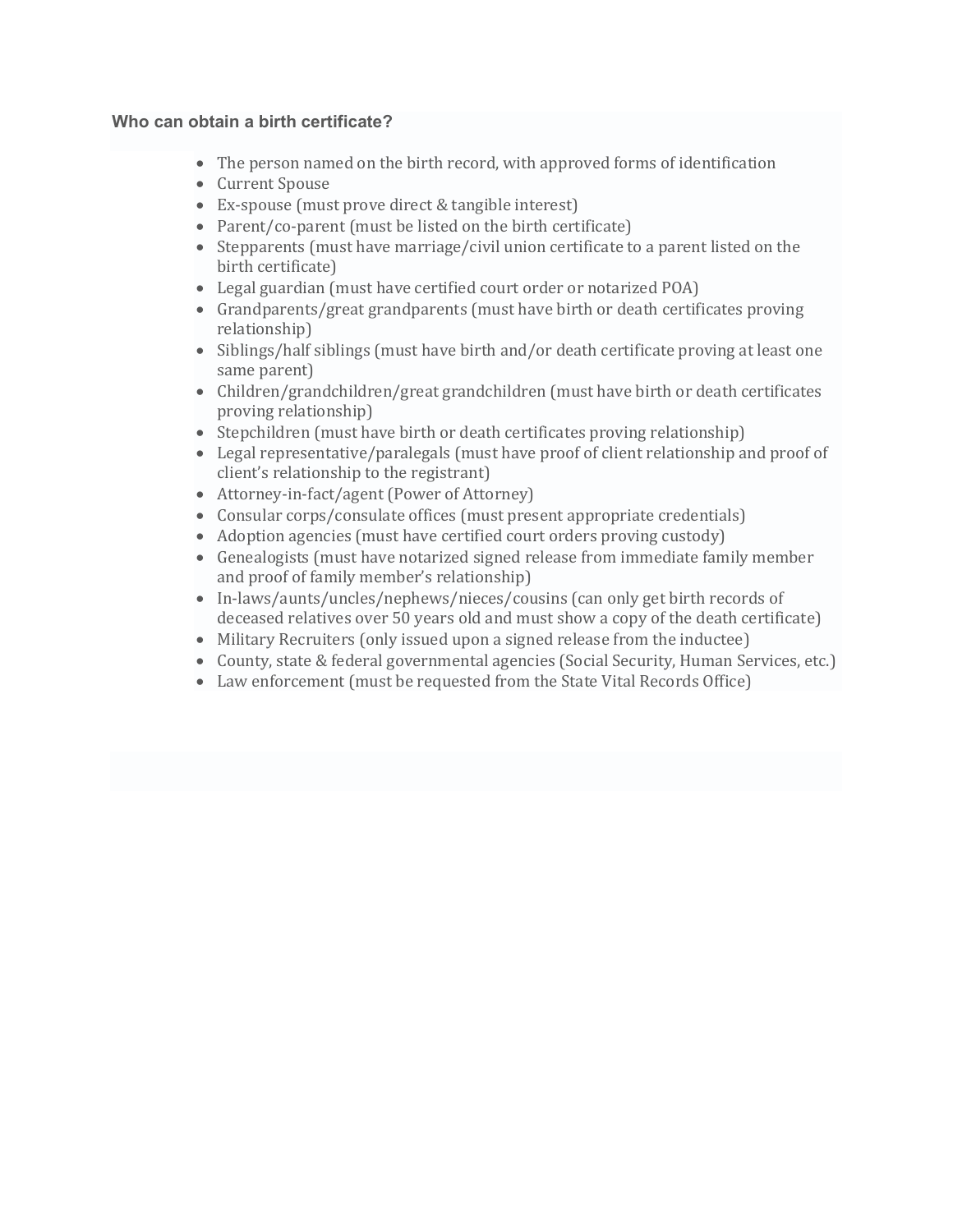### Who can obtain a birth certificate?

- The person named on the birth record, with approved forms of identification
- Current Spouse
- Ex-spouse (must prove direct & tangible interest)
- Parent/co-parent (must be listed on the birth certificate)
- Stepparents (must have marriage/civil union certificate to a parent listed on the birth certificate)
- Legal guardian (must have certified court order or notarized POA)
- Grandparents/great grandparents (must have birth or death certificates proving relationship)
- Siblings/half siblings (must have birth and/or death certificate proving at least one same parent)
- Children/grandchildren/great grandchildren (must have birth or death certificates proving relationship)
- Stepchildren (must have birth or death certificates proving relationship)
- Legal representative/paralegals (must have proof of client relationship and proof of client's relationship to the registrant)
- Attorney-in-fact/agent (Power of Attorney)
- Consular corps/consulate offices (must present appropriate credentials)
- Adoption agencies (must have certified court orders proving custody)
- Genealogists (must have notarized signed release from immediate family member and proof of family member's relationship)
- In-laws/aunts/uncles/nephews/nieces/cousins (can only get birth records of deceased relatives over 50 years old and must show a copy of the death certificate)
- Military Recruiters (only issued upon a signed release from the inductee)
- County, state & federal governmental agencies (Social Security, Human Services, etc.)
- Law enforcement (must be requested from the State Vital Records Office)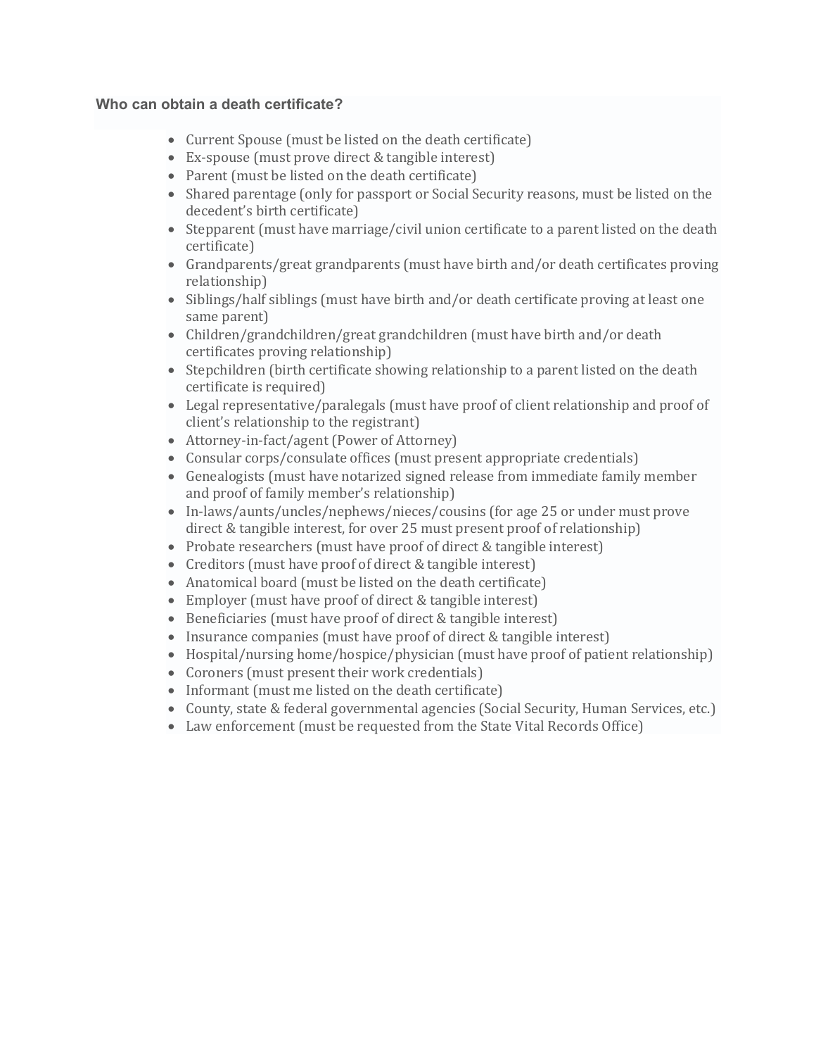### Who can obtain a death certificate?

- Current Spouse (must be listed on the death certificate)
- Ex-spouse (must prove direct & tangible interest)
- Parent (must be listed on the death certificate)
- Shared parentage (only for passport or Social Security reasons, must be listed on the decedent's birth certificate)
- Stepparent (must have marriage/civil union certificate to a parent listed on the death certificate)
- Grandparents/great grandparents (must have birth and/or death certificates proving relationship)
- Siblings/half siblings (must have birth and/or death certificate proving at least one same parent)
- Children/grandchildren/great grandchildren (must have birth and/or death certificates proving relationship)
- Stepchildren (birth certificate showing relationship to a parent listed on the death certificate is required)
- Legal representative/paralegals (must have proof of client relationship and proof of client's relationship to the registrant)
- Attorney-in-fact/agent (Power of Attorney)
- Consular corps/consulate offices (must present appropriate credentials)
- Genealogists (must have notarized signed release from immediate family member and proof of family member's relationship)
- In-laws/aunts/uncles/nephews/nieces/cousins (for age 25 or under must prove direct & tangible interest, for over 25 must present proof of relationship)
- Probate researchers (must have proof of direct & tangible interest)
- Creditors (must have proof of direct & tangible interest)
- Anatomical board (must be listed on the death certificate)
- Employer (must have proof of direct & tangible interest)
- Beneficiaries (must have proof of direct & tangible interest)
- Insurance companies (must have proof of direct & tangible interest)
- Hospital/nursing home/hospice/physician (must have proof of patient relationship)
- Coroners (must present their work credentials)
- Informant (must me listed on the death certificate)
- County, state & federal governmental agencies (Social Security, Human Services, etc.)
- Law enforcement (must be requested from the State Vital Records Office)